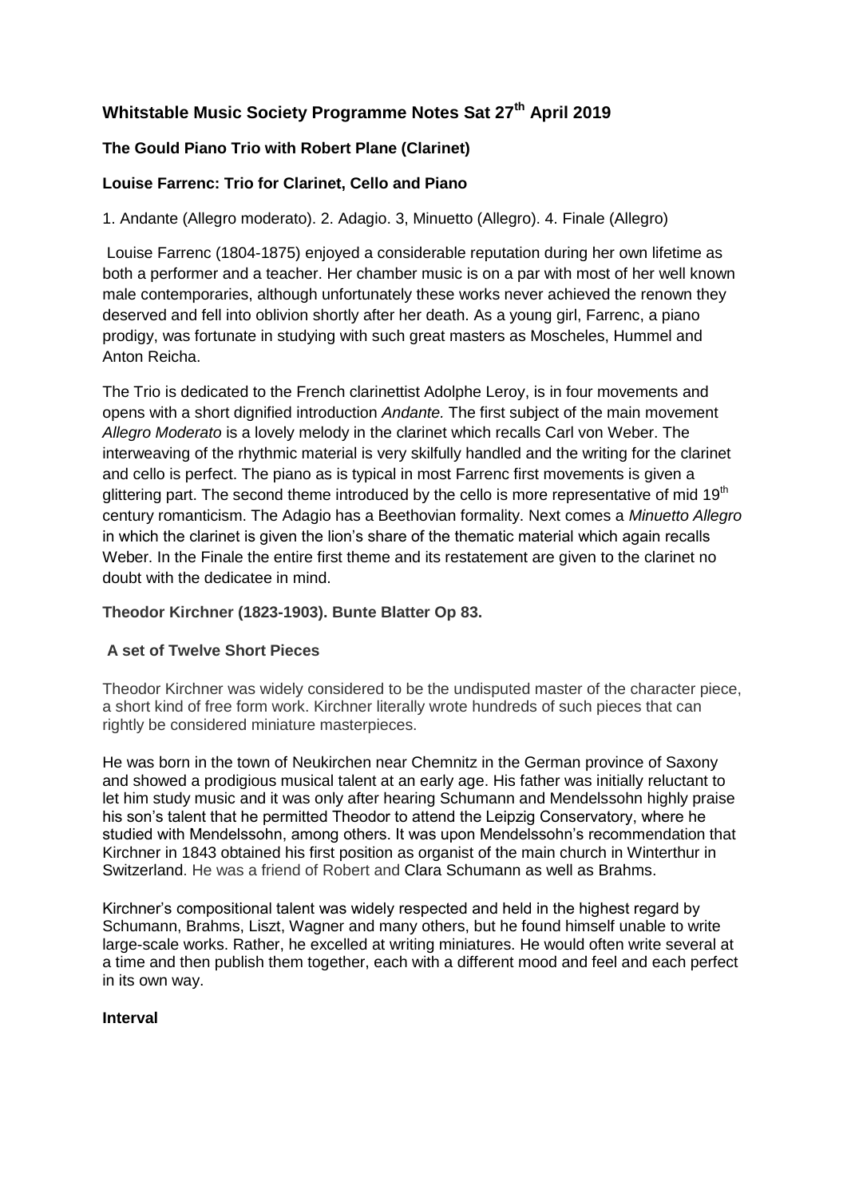# Whitstable Music Society Programme Notes Sat 27th April 2019

### The Gould Piano Trio with Robert Plane (Clarinet)

### Louise Farrenc: Trio for Clarinet, Cello and Piano

1. Andante (Allegro moderato). 2. Adagio. 3, Minuetto (Allegro). 4. Finale (Allegro)

Louise Farrenc (1804-1875) enjoyed a considerable reputation during her own lifetime as both a performer and a teacher. Her chamber music is on a par with most of her well known male contemporaries, although unfortunately these works never achieved the renown they deserved and fell into oblivion shortly after her death. As a young girl, Farrenc, a piano prodigy, was fortunate in studying with such great masters as Moscheles, Hummel and Anton Reicha.

The Trio is dedicated to the French clarinettist Adolphe Leroy, is in four movements and opens with a short dignified introduction *Andante.* The first subject of the main movement *Allegro Moderato* is a lovely melody in the clarinet which recalls Carl von Weber. The interweaving of the rhythmic material is very skilfully handled and the writing for the clarinet and cello is perfect. The piano as is typical in most Farrenc first movements is given a glittering part. The second theme introduced by the cello is more representative of mid 19th century romanticism. The Adagio has a Beethovian formality. Next comes a *Minuetto Allegro* in which the clarinet is given the lion's share of the thematic material which again recalls Weber. In the Finale the entire first theme and its restatement are given to the clarinet no doubt with the dedicatee in mind.

### Theodor Kirchner (1823-1903). Bunte Blatter Op 83.

### A set of Twelve Short Pieces

Theodor Kirchner was widely considered to be the undisputed master of the character piece, a short kind of free form work. Kirchner literally wrote hundreds of such pieces that can rightly be considered miniature masterpieces.

He was born in the town of Neukirchen near Chemnitz in the German province of Saxony and showed a prodigious musical talent at an early age. His father was initially reluctant to let him study music and it was only after hearing Schumann and Mendelssohn highly praise his son's talent that he permitted Theodor to attend the Leipzig Conservatory, where he studied with Mendelssohn, among others. It was upon Mendelssohn's recommendation that Kirchner in 1843 obtained his first position as organist of the main church in Winterthur in Switzerland. He was a friend of Robert and Clara Schumann as well as Brahms.

Kirchner's compositional talent was widely respected and held in the highest regard by Schumann, Brahms, Liszt, Wagner and many others, but he found himself unable to write large-scale works. Rather, he excelled at writing miniatures. He would often write several at a time and then publish them together, each with a different mood and feel and each perfect in its own way.

**Interval**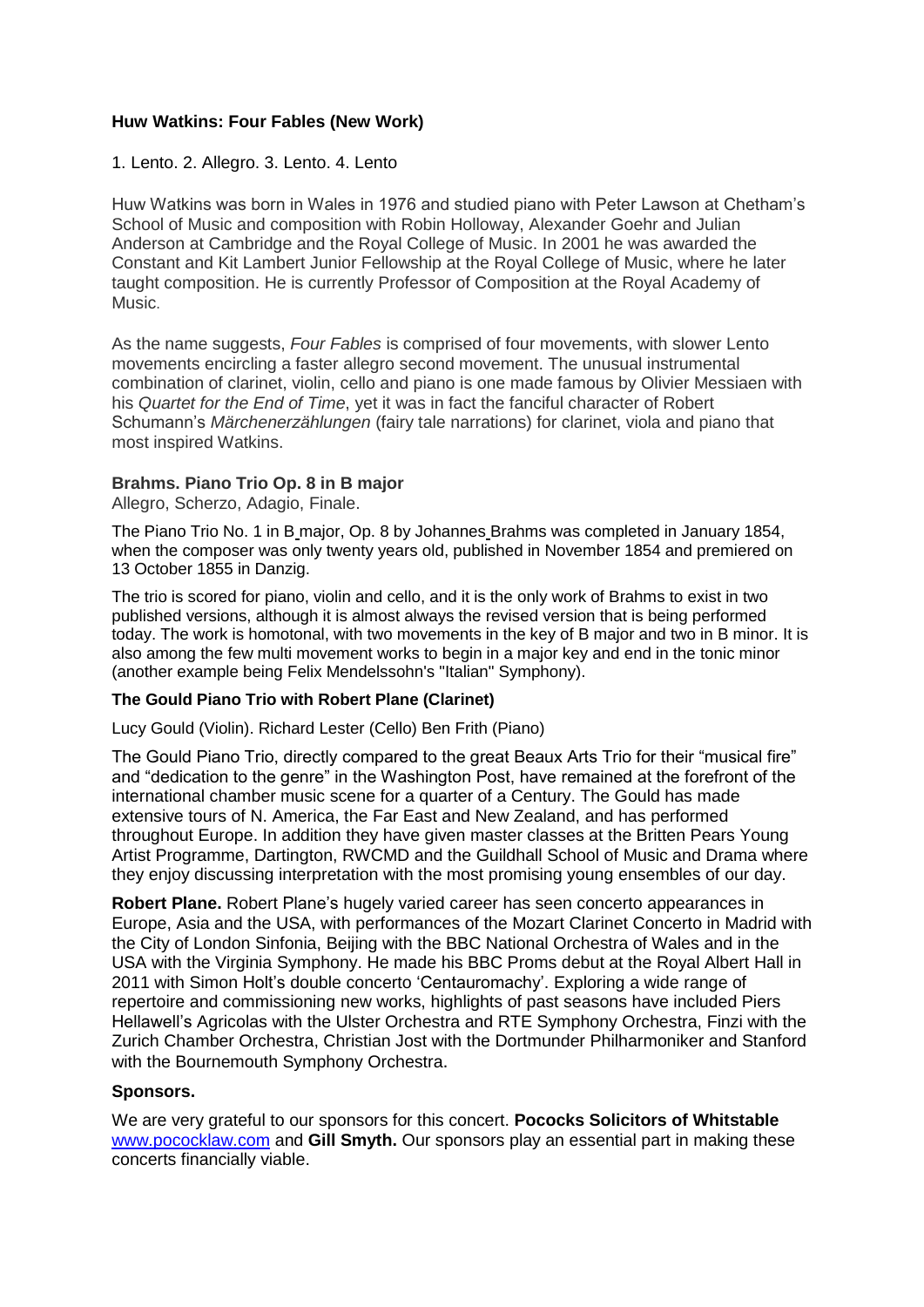**Huw Watkins: Four Fables (New Work)**

1. Lento. 2. Allegro. 3. Lento. 4. Lento

Huw Watkins was born in Wales in 1976 and studied piano with Peter Lawson at Chetham's School of Music and composition with Robin Holloway, Alexander Goehr and Julian Anderson at Cambridge and the Royal College of Music. In 2001 he was awarded the Constant and Kit Lambert Junior Fellowship at the Royal College of Music, where he later taught composition. He is currently Professor of Composition at the Royal Academy of Music.

As the name suggests, *Four Fables* is comprised of four movements, with slower Lento movements encircling a faster allegro second movement. The unusual instrumental combination of clarinet, violin, cello and piano is one made famous by Olivier Messiaen with his *Quartet for the End of Time*, yet it was in fact the fanciful character of Robert Schumann's *Märchenerzählungen* (fairy tale narrations) for clarinet, viola and piano that most inspired Watkins.

**Brahms. Piano Trio Op. 8 in B major**

Allegro, Scherzo, Adagio, Finale.

The Piano Trio No. 1 in B major, Op. 8 by Johannes Brahms was completed in January 1854, when the composer was only twenty years old, published in November 1854 and premiered on 13 October 1855 in Danzig.

The trio is scored for piano, violin and cello, and it is the only work of Brahms to exist in two published versions, although it is almost always the revised version that is being performed today. The work is homotonal, with two movements in the key of B major and two in B minor. It is also among the few multi movement works to begin in a major key and end in the tonic minor (another example being Felix Mendelssohn's "Italian" Symphony).

**The Gould Piano Trio with Robert Plane (Clarinet)**

Lucy Gould (Violin). Richard Lester (Cello) Ben Frith (Piano)

The Gould Piano Trio, directly compared to the great Beaux Arts Trio for their "musical fire" and "dedication to the genre" in the Washington Post, have remained at the forefront of the international chamber music scene for a quarter of a Century. The Gould has made extensive tours of N. America, the Far East and New Zealand, and has performed throughout Europe. In addition they have given master classes at the Britten Pears Young Artist Programme, Dartington, RWCMD and the Guildhall School of Music and Drama where they enjoy discussing interpretation with the most promising young ensembles of our day.

**Robert Plane.** Robert Plane's hugely varied career has seen concerto appearances in Europe, Asia and the USA, with performances of the Mozart Clarinet Concerto in Madrid with the City of London Sinfonia, Beijing with the BBC National Orchestra of Wales and in the USA with the Virginia Symphony. He made his BBC Proms debut at the Royal Albert Hall in 2011 with Simon Holt's double concerto 'Centauromachy'. Exploring a wide range of repertoire and commissioning new works, highlights of past seasons have included Piers Hellawell's Agricolas with the Ulster Orchestra and RTE Symphony Orchestra, Finzi with the Zurich Chamber Orchestra, Christian Jost with the Dortmunder Philharmoniker and Stanford with the Bournemouth Symphony Orchestra.

**Sponsors.**

We are very grateful to our sponsors for this concert. **Pococks Solicitors of Whitstable** www.pococklaw.com and **Gill Smyth.** Our sponsors play an essential part in making these concerts financially viable.